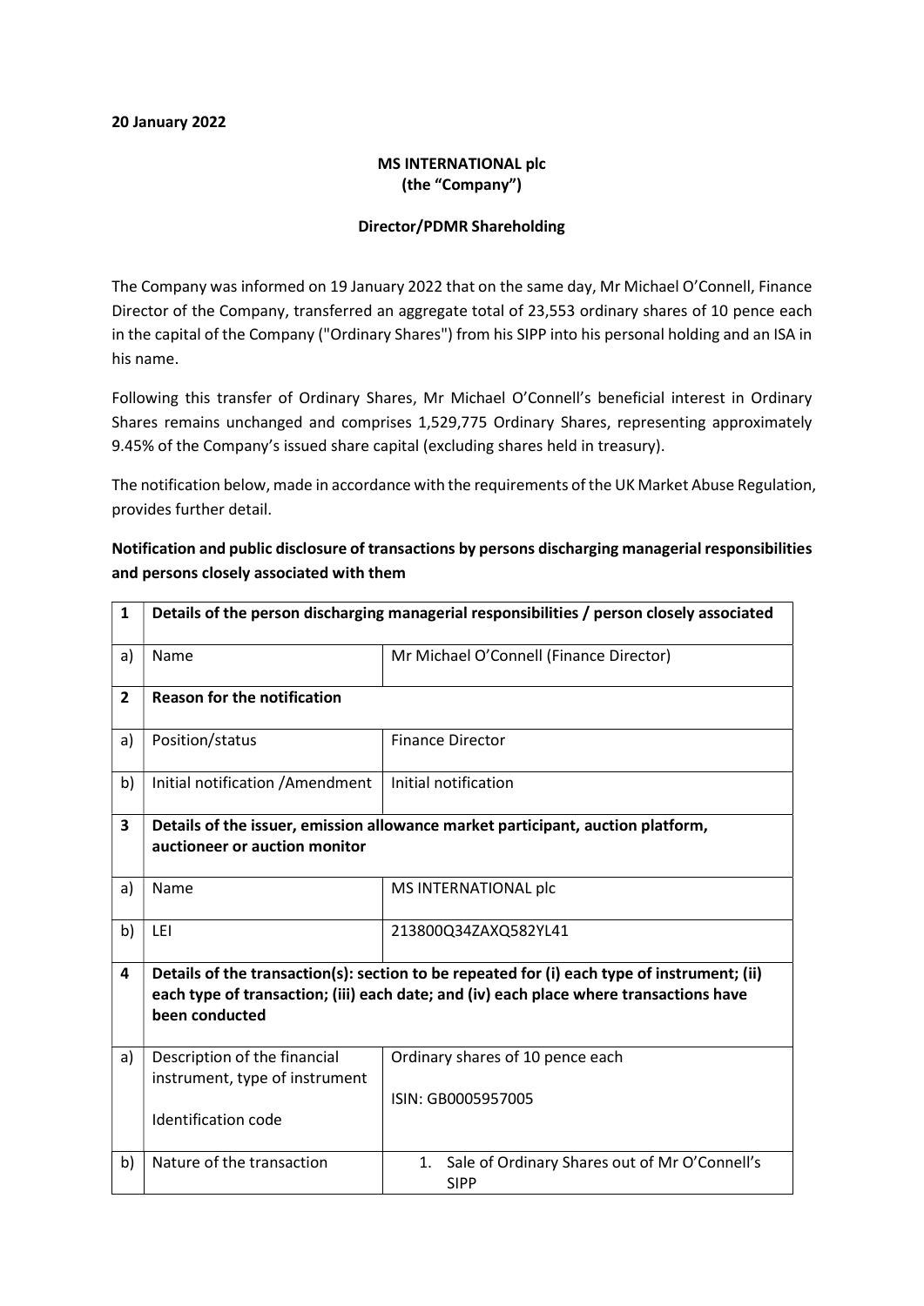**20 January 2022**

**MS INTERNATIONAL plc**
**(the "Company")**

**Director/PDMR Shareholding**

The Company was informed on 19 January 2022 that on the same day, Mr Michael O'Connell, Finance Director of the Company, transferred an aggregate total of 23,553 ordinary shares of 10 pence each in the capital of the Company ("Ordinary Shares") from his SIPP into his personal holding and an ISA in his name.

Following this transfer of Ordinary Shares, Mr Michael O'Connell's beneficial interest in Ordinary Shares remains unchanged and comprises 1,529,775 Ordinary Shares, representing approximately 9.45% of the Company's issued share capital (excluding shares held in treasury).

The notification below, made in accordance with the requirements of the UK Market Abuse Regulation, provides further detail.

**Notification and public disclosure of transactions by persons discharging managerial responsibilities and persons closely associated with them**

| | | |
|---|---|---|
| **1** | **Details of the person discharging managerial responsibilities / person closely associated** | |
| a) | Name | Mr Michael O'Connell (Finance Director) |
| **2** | **Reason for the notification** | |
| a) | Position/status | Finance Director |
| b) | Initial notification /Amendment | Initial notification |
| **3** | **Details of the issuer, emission allowance market participant, auction platform, auctioneer or auction monitor** | |
| a) | Name | MS INTERNATIONAL plc |
| b) | LEI | 213800Q34ZAXQ582YL41 |
| **4** | **Details of the transaction(s): section to be repeated for (i) each type of instrument; (ii) each type of transaction; (iii) each date; and (iv) each place where transactions have been conducted** | |
| a) | Description of the financial instrument, type of instrument<br><br>Identification code | Ordinary shares of 10 pence each<br><br>ISIN: GB0005957005 |
| b) | Nature of the transaction | 1. Sale of Ordinary Shares out of Mr O'Connell's SIPP |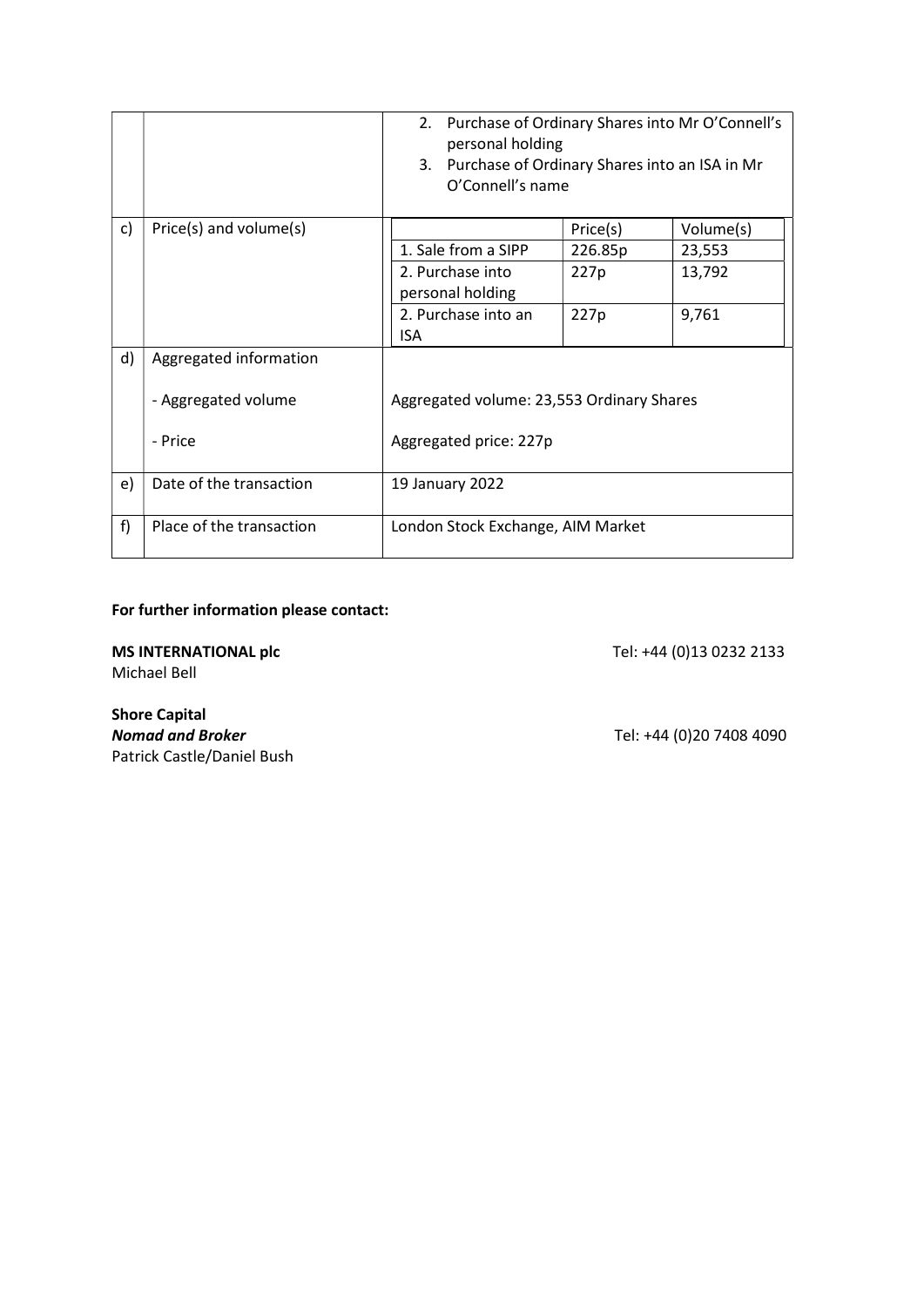| | | |
|---|---|---|
| | | 2. Purchase of Ordinary Shares into Mr O'Connell's personal holding<br>3. Purchase of Ordinary Shares into an ISA in Mr O'Connell's name |
| c) | Price(s) and volume(s) | |

| | Price(s) | Volume(s) |
|---|---|---|
| 1. Sale from a SIPP | 226.85p | 23,553 |
| 2. Purchase into personal holding | 227p | 13,792 |
| 2. Purchase into an ISA | 227p | 9,761 |

| | | |
|---|---|---|
| d) | Aggregated information<br><br>- Aggregated volume<br><br>- Price | <br><br>Aggregated volume: 23,553 Ordinary Shares<br><br>Aggregated price: 227p |
| e) | Date of the transaction | 19 January 2022 |
| f) | Place of the transaction | London Stock Exchange, AIM Market |

**For further information please contact:**

**MS INTERNATIONAL plc**
Michael Bell

Tel: +44 (0)13 0232 2133

**Shore Capital**
***Nomad and Broker***
Patrick Castle/Daniel Bush

Tel: +44 (0)20 7408 4090